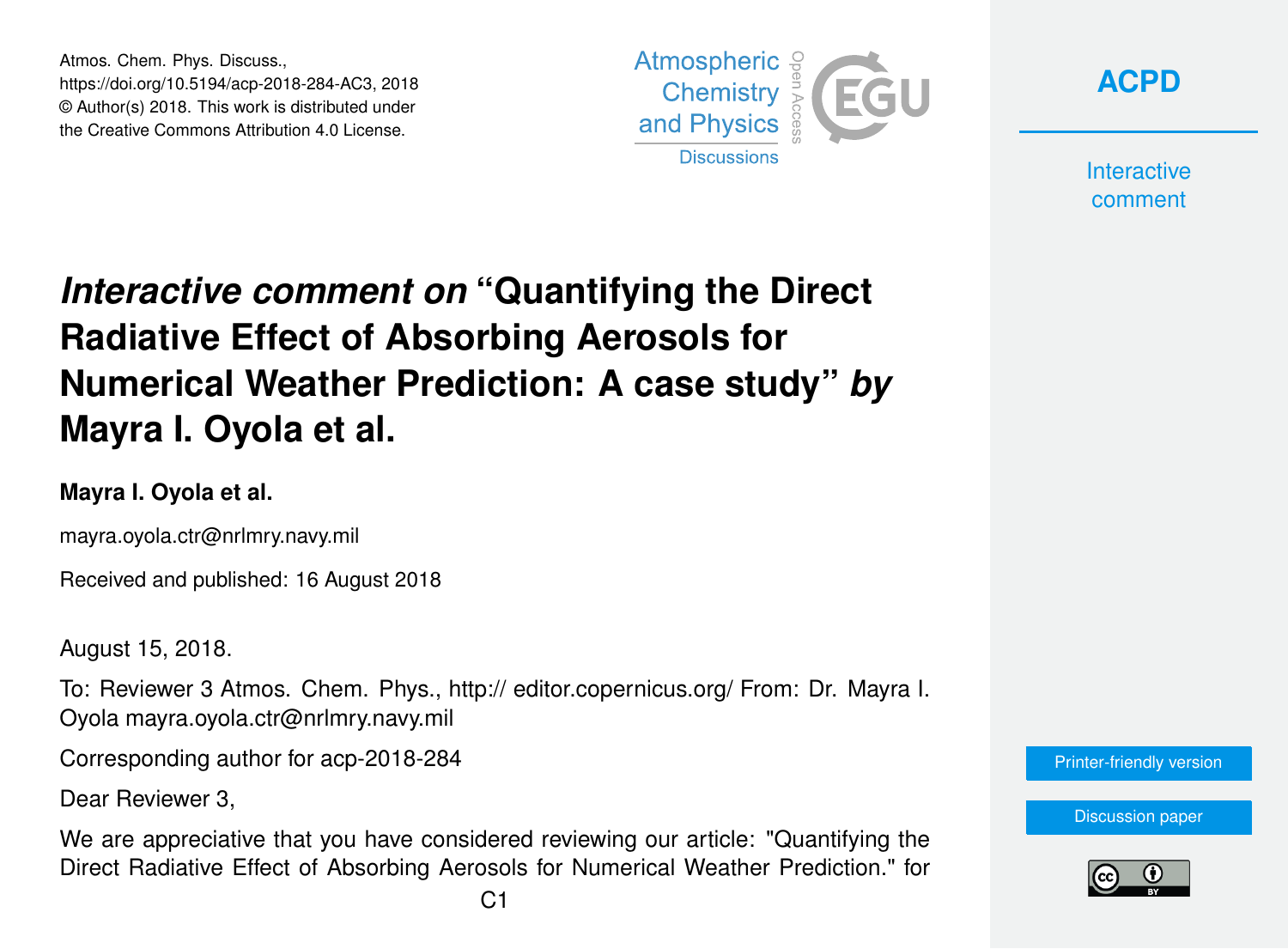Atmos. Chem. Phys. Discuss.,
https://doi.org/10.5194/acp-2018-284-AC3, 2018
© Author(s) 2018. This work is distributed under
the Creative Commons Attribution 4.0 License.

# *Interactive comment on* "Quantifying the Direct Radiative Effect of Absorbing Aerosols for Numerical Weather Prediction: A case study" *by* Mayra I. Oyola et al.

**Mayra I. Oyola et al.**

mayra.oyola.ctr@nrlmry.navy.mil

Received and published: 16 August 2018

August 15, 2018.

To: Reviewer 3 Atmos. Chem. Phys., http:// editor.copernicus.org/ From: Dr. Mayra I. Oyola mayra.oyola.ctr@nrlmry.navy.mil

Corresponding author for acp-2018-284

Dear Reviewer 3,

We are appreciative that you have considered reviewing our article: "Quantifying the Direct Radiative Effect of Absorbing Aerosols for Numerical Weather Prediction." for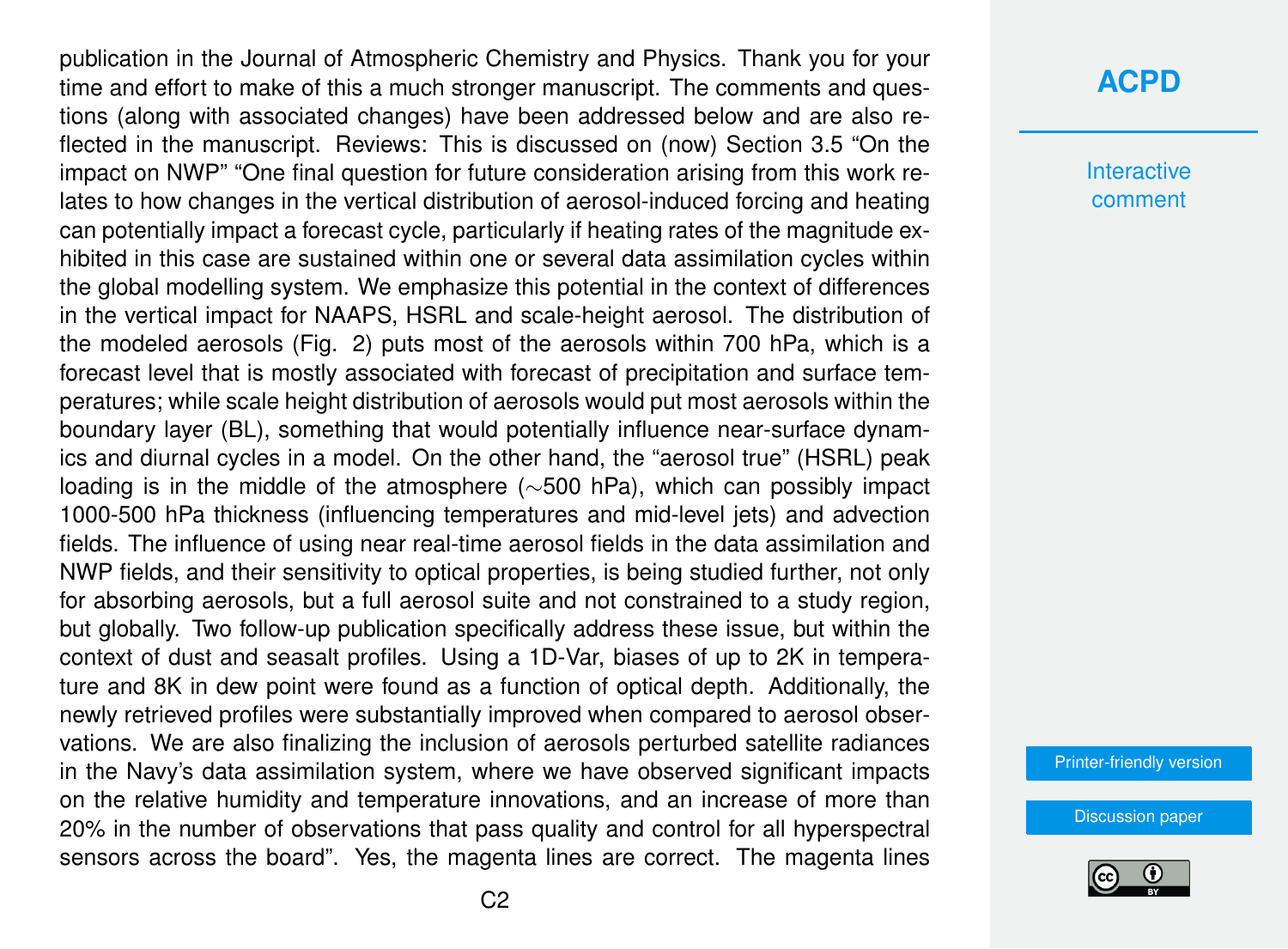publication in the Journal of Atmospheric Chemistry and Physics. Thank you for your time and effort to make of this a much stronger manuscript. The comments and questions (along with associated changes) have been addressed below and are also reflected in the manuscript. Reviews: This is discussed on (now) Section 3.5 "On the impact on NWP" "One final question for future consideration arising from this work relates to how changes in the vertical distribution of aerosol-induced forcing and heating can potentially impact a forecast cycle, particularly if heating rates of the magnitude exhibited in this case are sustained within one or several data assimilation cycles within the global modelling system. We emphasize this potential in the context of differences in the vertical impact for NAAPS, HSRL and scale-height aerosol. The distribution of the modeled aerosols (Fig. 2) puts most of the aerosols within 700 hPa, which is a forecast level that is mostly associated with forecast of precipitation and surface temperatures; while scale height distribution of aerosols would put most aerosols within the boundary layer (BL), something that would potentially influence near-surface dynamics and diurnal cycles in a model. On the other hand, the "aerosol true" (HSRL) peak loading is in the middle of the atmosphere ($\sim$500 hPa), which can possibly impact 1000-500 hPa thickness (influencing temperatures and mid-level jets) and advection fields. The influence of using near real-time aerosol fields in the data assimilation and NWP fields, and their sensitivity to optical properties, is being studied further, not only for absorbing aerosols, but a full aerosol suite and not constrained to a study region, but globally. Two follow-up publication specifically address these issue, but within the context of dust and seasalt profiles. Using a 1D-Var, biases of up to 2K in temperature and 8K in dew point were found as a function of optical depth. Additionally, the newly retrieved profiles were substantially improved when compared to aerosol observations. We are also finalizing the inclusion of aerosols perturbed satellite radiances in the Navy's data assimilation system, where we have observed significant impacts on the relative humidity and temperature innovations, and an increase of more than 20% in the number of observations that pass quality and control for all hyperspectral sensors across the board". Yes, the magenta lines are correct. The magenta lines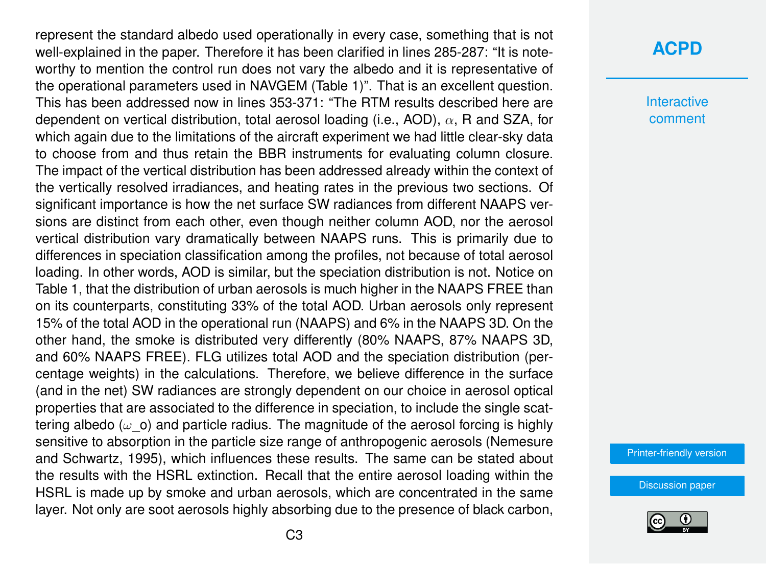represent the standard albedo used operationally in every case, something that is not well-explained in the paper. Therefore it has been clarified in lines 285-287: "It is noteworthy to mention the control run does not vary the albedo and it is representative of the operational parameters used in NAVGEM (Table 1)". That is an excellent question. This has been addressed now in lines 353-371: "The RTM results described here are dependent on vertical distribution, total aerosol loading (i.e., AOD), $\alpha$, R and SZA, for which again due to the limitations of the aircraft experiment we had little clear-sky data to choose from and thus retain the BBR instruments for evaluating column closure. The impact of the vertical distribution has been addressed already within the context of the vertically resolved irradiances, and heating rates in the previous two sections. Of significant importance is how the net surface SW radiances from different NAAPS versions are distinct from each other, even though neither column AOD, nor the aerosol vertical distribution vary dramatically between NAAPS runs. This is primarily due to differences in speciation classification among the profiles, not because of total aerosol loading. In other words, AOD is similar, but the speciation distribution is not. Notice on Table 1, that the distribution of urban aerosols is much higher in the NAAPS FREE than on its counterparts, constituting 33% of the total AOD. Urban aerosols only represent 15% of the total AOD in the operational run (NAAPS) and 6% in the NAAPS 3D. On the other hand, the smoke is distributed very differently (80% NAAPS, 87% NAAPS 3D, and 60% NAAPS FREE). FLG utilizes total AOD and the speciation distribution (percentage weights) in the calculations. Therefore, we believe difference in the surface (and in the net) SW radiances are strongly dependent on our choice in aerosol optical properties that are associated to the difference in speciation, to include the single scattering albedo ($\omega\_o$) and particle radius. The magnitude of the aerosol forcing is highly sensitive to absorption in the particle size range of anthropogenic aerosols (Nemesure and Schwartz, 1995), which influences these results. The same can be stated about the results with the HSRL extinction. Recall that the entire aerosol loading within the HSRL is made up by smoke and urban aerosols, which are concentrated in the same layer. Not only are soot aerosols highly absorbing due to the presence of black carbon,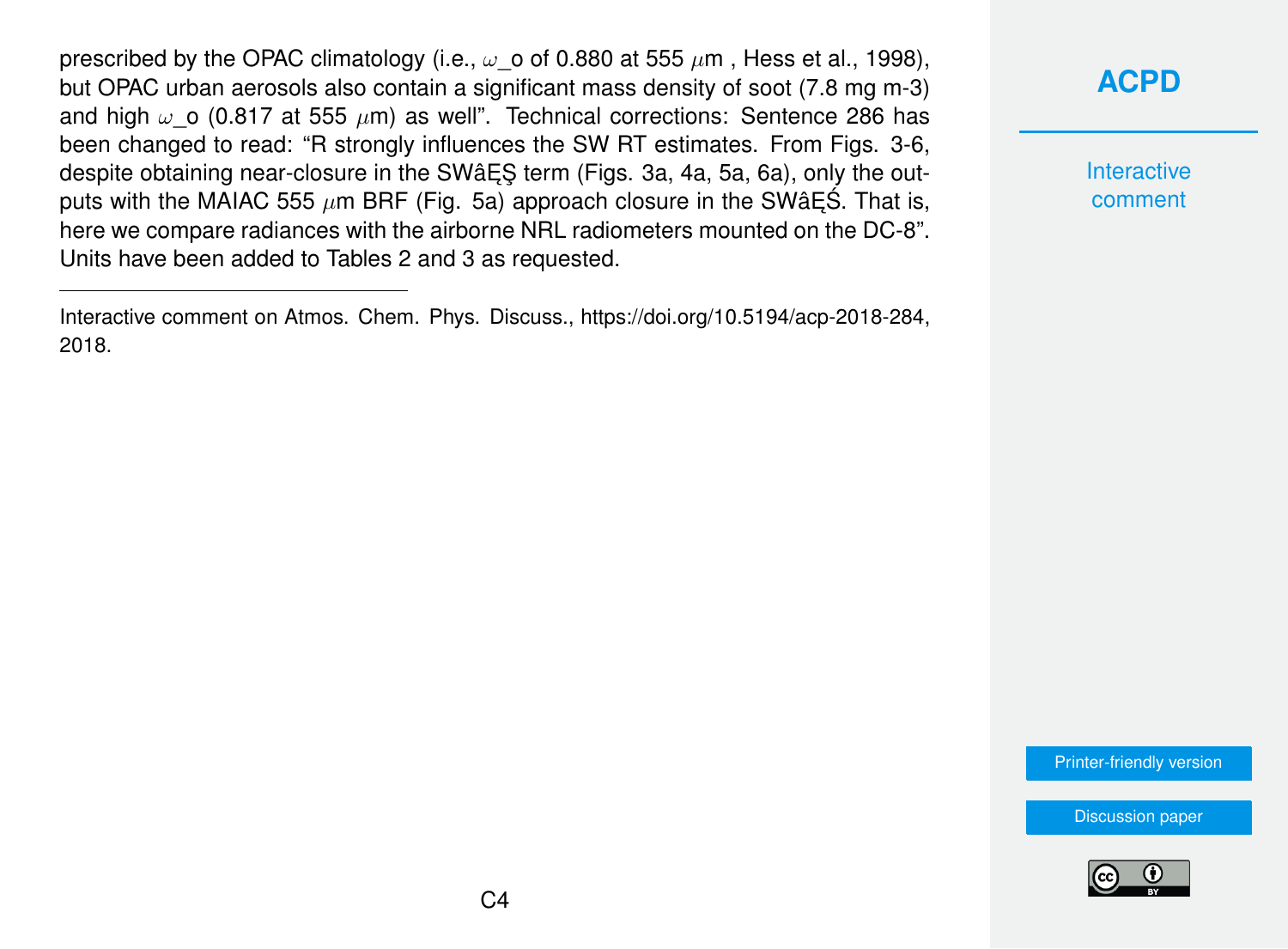prescribed by the OPAC climatology (i.e., $\omega\_o$ of 0.880 at 555 $\mu$m , Hess et al., 1998), but OPAC urban aerosols also contain a significant mass density of soot (7.8 mg m-3) and high $\omega\_o$ (0.817 at 555 $\mu$m) as well". Technical corrections: Sentence 286 has been changed to read: "R strongly influences the SW RT estimates. From Figs. 3-6, despite obtaining near-closure in the SWâĘŞ term (Figs. 3a, 4a, 5a, 6a), only the outputs with the MAIAC 555 $\mu$m BRF (Fig. 5a) approach closure in the SWâĘŚ. That is, here we compare radiances with the airborne NRL radiometers mounted on the DC-8". Units have been added to Tables 2 and 3 as requested.

---

Interactive comment on Atmos. Chem. Phys. Discuss., https://doi.org/10.5194/acp-2018-284, 2018.